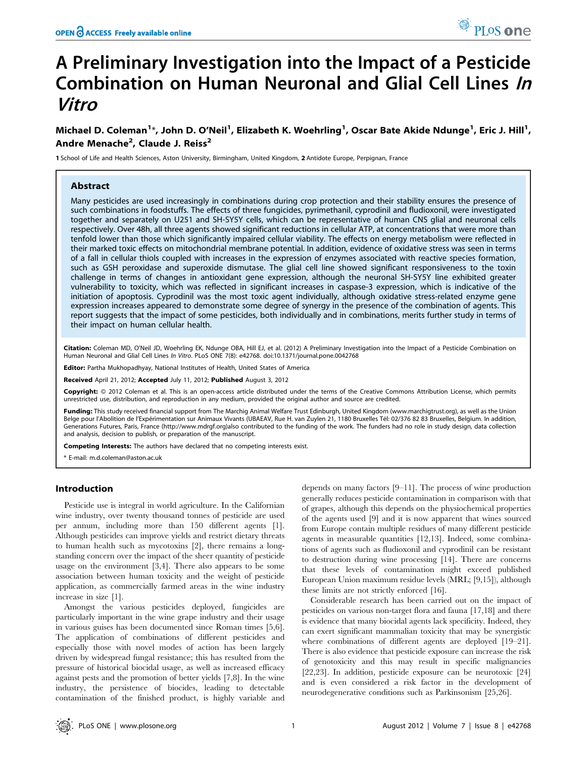# A Preliminary Investigation into the Impact of a Pesticide Combination on Human Neuronal and Glial Cell Lines *In Vitro*

**Michael D. Coleman[1]*, John D. O'Neil[1], Elizabeth K. Woehrling[1], Oscar Bate Akide Ndunge[1], Eric J. Hill[1], Andre Menache[2], Claude J. Reiss[2]**

1 School of Life and Health Sciences, Aston University, Birmingham, United Kingdom, 2 Antidote Europe, Perpignan, France

## Abstract

Many pesticides are used increasingly in combinations during crop protection and their stability ensures the presence of such combinations in foodstuffs. The effects of three fungicides, pyrimethanil, cyprodinil and fludioxonil, were investigated together and separately on U251 and SH-SY5Y cells, which can be representative of human CNS glial and neuronal cells respectively. Over 48h, all three agents showed significant reductions in cellular ATP, at concentrations that were more than tenfold lower than those which significantly impaired cellular viability. The effects on energy metabolism were reflected in their marked toxic effects on mitochondrial membrane potential. In addition, evidence of oxidative stress was seen in terms of a fall in cellular thiols coupled with increases in the expression of enzymes associated with reactive species formation, such as GSH peroxidase and superoxide dismutase. The glial cell line showed significant responsiveness to the toxin challenge in terms of changes in antioxidant gene expression, although the neuronal SH-SY5Y line exhibited greater vulnerability to toxicity, which was reflected in significant increases in caspase-3 expression, which is indicative of the initiation of apoptosis. Cyprodinil was the most toxic agent individually, although oxidative stress-related enzyme gene expression increases appeared to demonstrate some degree of synergy in the presence of the combination of agents. This report suggests that the impact of some pesticides, both individually and in combinations, merits further study in terms of their impact on human cellular health.

**Citation:** Coleman MD, O'Neil JD, Woehrling EK, Ndunge OBA, Hill EJ, et al. (2012) A Preliminary Investigation into the Impact of a Pesticide Combination on Human Neuronal and Glial Cell Lines *In Vitro*. PLoS ONE 7(8): e42768. doi:10.1371/journal.pone.0042768

**Editor:** Partha Mukhopadhyay, National Institutes of Health, United States of America

**Received** April 21, 2012; **Accepted** July 11, 2012; **Published** August 3, 2012

**Copyright:** © 2012 Coleman et al. This is an open-access article distributed under the terms of the Creative Commons Attribution License, which permits unrestricted use, distribution, and reproduction in any medium, provided the original author and source are credited.

**Funding:** This study received financial support from The Marchig Animal Welfare Trust Edinburgh, United Kingdom (www.marchigtrust.org), as well as the Union Belge pour l'Abolition de l'Expérimentation sur Animaux Vivants (UBAEAV, Rue H. van Zuylen 21, 1180 Bruxelles Tél: 02/376 82 83 Bruxelles, Belgium. In addition, Generations Futures, Paris, France (http://www.mdrgf.org)also contributed to the funding of the work. The funders had no role in study design, data collection and analysis, decision to publish, or preparation of the manuscript.

**Competing Interests:** The authors have declared that no competing interests exist.

* E-mail: m.d.coleman@aston.ac.uk

## Introduction

Pesticide use is integral in world agriculture. In the Californian wine industry, over twenty thousand tonnes of pesticide are used per annum, including more than 150 different agents [1]. Although pesticides can improve yields and restrict dietary threats to human health such as mycotoxins [2], there remains a long-standing concern over the impact of the sheer quantity of pesticide usage on the environment [3,4]. There also appears to be some association between human toxicity and the weight of pesticide application, as commercially farmed areas in the wine industry increase in size [1].

Amongst the various pesticides deployed, fungicides are particularly important in the wine grape industry and their usage in various guises has been documented since Roman times [5,6]. The application of combinations of different pesticides and especially those with novel modes of action has been largely driven by widespread fungal resistance; this has resulted from the pressure of historical biocidal usage, as well as increased efficacy against pests and the promotion of better yields [7,8]. In the wine industry, the persistence of biocides, leading to detectable contamination of the finished product, is highly variable and depends on many factors [9–11]. The process of wine production generally reduces pesticide contamination in comparison with that of grapes, although this depends on the physiochemical properties of the agents used [9] and it is now apparent that wines sourced from Europe contain multiple residues of many different pesticide agents in measurable quantities [12,13]. Indeed, some combinations of agents such as fludioxonil and cyprodinil can be resistant to destruction during wine processing [14]. There are concerns that these levels of contamination might exceed published European Union maximum residue levels (MRL; [9,15]), although these limits are not strictly enforced [16].

Considerable research has been carried out on the impact of pesticides on various non-target flora and fauna [17,18] and there is evidence that many biocidal agents lack specificity. Indeed, they can exert significant mammalian toxicity that may be synergistic where combinations of different agents are deployed [19–21]. There is also evidence that pesticide exposure can increase the risk of genotoxicity and this may result in specific malignancies [22,23]. In addition, pesticide exposure can be neurotoxic [24] and is even considered a risk factor in the development of neurodegenerative conditions such as Parkinsonism [25,26].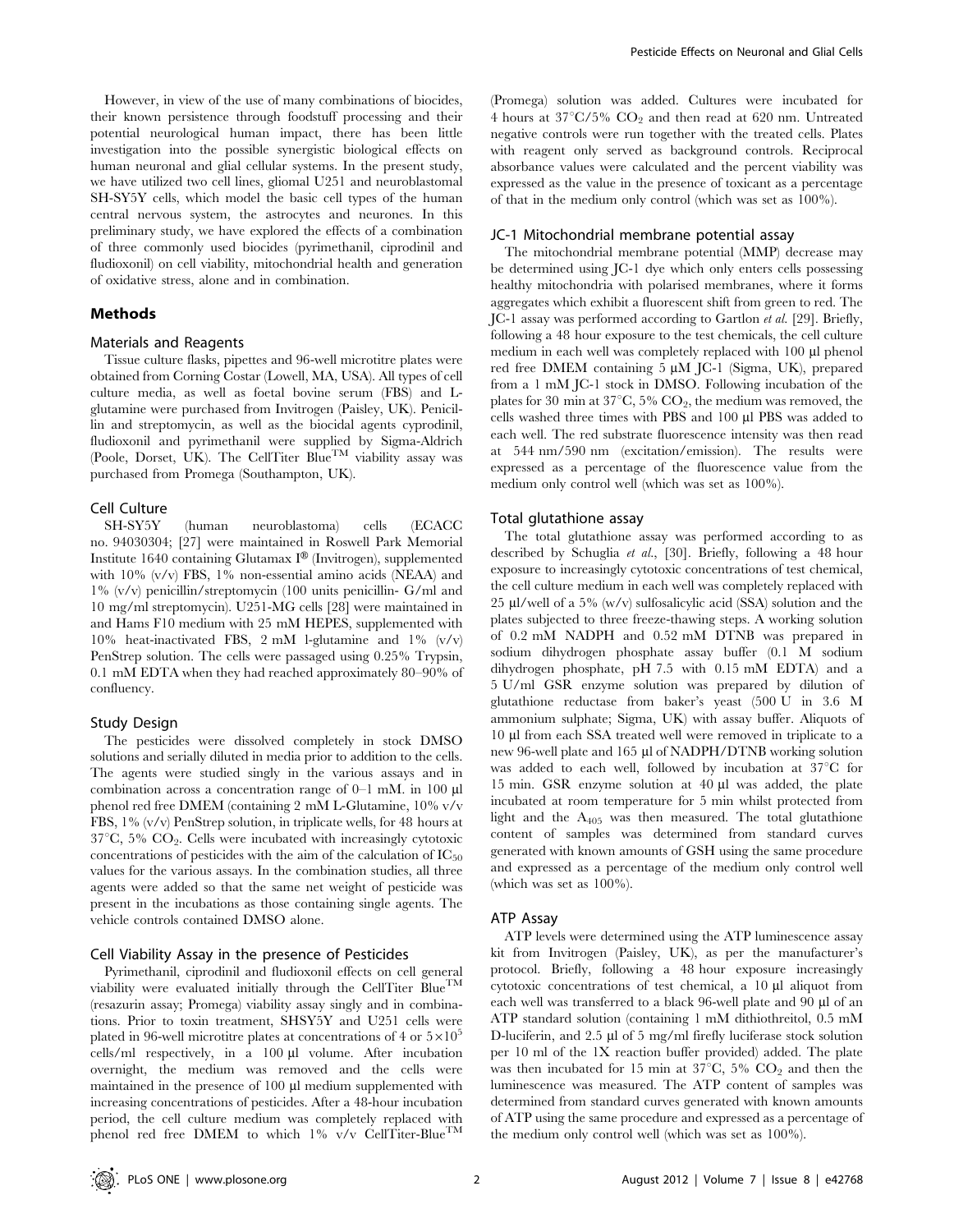However, in view of the use of many combinations of biocides, their known persistence through foodstuff processing and their potential neurological human impact, there has been little investigation into the possible synergistic biological effects on human neuronal and glial cellular systems. In the present study, we have utilized two cell lines, gliomal U251 and neuroblastomal SH-SY5Y cells, which model the basic cell types of the human central nervous system, the astrocytes and neurones. In this preliminary study, we have explored the effects of a combination of three commonly used biocides (pyrimethanil, ciprodinil and fludioxonil) on cell viability, mitochondrial health and generation of oxidative stress, alone and in combination.

## Methods

### Materials and Reagents

Tissue culture flasks, pipettes and 96-well microtitre plates were obtained from Corning Costar (Lowell, MA, USA). All types of cell culture media, as well as foetal bovine serum (FBS) and L-glutamine were purchased from Invitrogen (Paisley, UK). Penicillin and streptomycin, as well as the biocidal agents cyprodinil, fludioxonil and pyrimethanil were supplied by Sigma-Aldrich (Poole, Dorset, UK). The CellTiter Blue™ viability assay was purchased from Promega (Southampton, UK).

### Cell Culture

SH-SY5Y (human neuroblastoma) cells (ECACC no. 94030304; [27] were maintained in Roswell Park Memorial Institute 1640 containing Glutamax I® (Invitrogen), supplemented with 10% (v/v) FBS, 1% non-essential amino acids (NEAA) and 1% (v/v) penicillin/streptomycin (100 units penicillin- G/ml and 10 mg/ml streptomycin). U251-MG cells [28] were maintained in and Hams F10 medium with 25 mM HEPES, supplemented with 10% heat-inactivated FBS, 2 mM l-glutamine and 1% (v/v) PenStrep solution. The cells were passaged using 0.25% Trypsin, 0.1 mM EDTA when they had reached approximately 80–90% of confluency.

### Study Design

The pesticides were dissolved completely in stock DMSO solutions and serially diluted in media prior to addition to the cells. The agents were studied singly in the various assays and in combination across a concentration range of 0–1 mM. in 100 µl phenol red free DMEM (containing 2 mM L-Glutamine, 10% v/v FBS, 1% (v/v) PenStrep solution, in triplicate wells, for 48 hours at 37°C, 5% $CO_2$. Cells were incubated with increasingly cytotoxic concentrations of pesticides with the aim of the calculation of $IC_{50}$ values for the various assays. In the combination studies, all three agents were added so that the same net weight of pesticide was present in the incubations as those containing single agents. The vehicle controls contained DMSO alone.

### Cell Viability Assay in the presence of Pesticides

Pyrimethanil, ciprodinil and fludioxonil effects on cell general viability were evaluated initially through the CellTiter Blue™ (resazurin assay; Promega) viability assay singly and in combinations. Prior to toxin treatment, SHSY5Y and U251 cells were plated in 96-well microtitre plates at concentrations of 4 or $5\times10^5$ cells/ml respectively, in a 100 µl volume. After incubation overnight, the medium was removed and the cells were maintained in the presence of 100 µl medium supplemented with increasing concentrations of pesticides. After a 48-hour incubation period, the cell culture medium was completely replaced with phenol red free DMEM to which 1% v/v CellTiter-Blue™ (Promega) solution was added. Cultures were incubated for 4 hours at 37°C/5% $CO_2$ and then read at 620 nm. Untreated negative controls were run together with the treated cells. Plates with reagent only served as background controls. Reciprocal absorbance values were calculated and the percent viability was expressed as the value in the presence of toxicant as a percentage of that in the medium only control (which was set as 100%).

### JC-1 Mitochondrial membrane potential assay

The mitochondrial membrane potential (MMP) decrease may be determined using JC-1 dye which only enters cells possessing healthy mitochondria with polarised membranes, where it forms aggregates which exhibit a fluorescent shift from green to red. The JC-1 assay was performed according to Gartlon *et al.* [29]. Briefly, following a 48 hour exposure to the test chemicals, the cell culture medium in each well was completely replaced with 100 µl phenol red free DMEM containing 5 µM JC-1 (Sigma, UK), prepared from a 1 mM JC-1 stock in DMSO. Following incubation of the plates for 30 min at 37°C, 5% $CO_2$, the medium was removed, the cells washed three times with PBS and 100 µl PBS was added to each well. The red substrate fluorescence intensity was then read at 544 nm/590 nm (excitation/emission). The results were expressed as a percentage of the fluorescence value from the medium only control well (which was set as 100%).

### Total glutathione assay

The total glutathione assay was performed according to as described by Schuglia *et al.*, [30]. Briefly, following a 48 hour exposure to increasingly cytotoxic concentrations of test chemical, the cell culture medium in each well was completely replaced with 25 µl/well of a 5% (w/v) sulfosalicylic acid (SSA) solution and the plates subjected to three freeze-thawing steps. A working solution of 0.2 mM NADPH and 0.52 mM DTNB was prepared in sodium dihydrogen phosphate assay buffer (0.1 M sodium dihydrogen phosphate, pH 7.5 with 0.15 mM EDTA) and a 5 U/ml GSR enzyme solution was prepared by dilution of glutathione reductase from baker's yeast (500 U in 3.6 M ammonium sulphate; Sigma, UK) with assay buffer. Aliquots of 10 µl from each SSA treated well were removed in triplicate to a new 96-well plate and 165 µl of NADPH/DTNB working solution was added to each well, followed by incubation at 37°C for 15 min. GSR enzyme solution at 40 µl was added, the plate incubated at room temperature for 5 min whilst protected from light and the $A_{405}$ was then measured. The total glutathione content of samples was determined from standard curves generated with known amounts of GSH using the same procedure and expressed as a percentage of the medium only control well (which was set as 100%).

### ATP Assay

ATP levels were determined using the ATP luminescence assay kit from Invitrogen (Paisley, UK), as per the manufacturer's protocol. Briefly, following a 48 hour exposure increasingly cytotoxic concentrations of test chemical, a 10 µl aliquot from each well was transferred to a black 96-well plate and 90 µl of an ATP standard solution (containing 1 mM dithiothreitol, 0.5 mM D-luciferin, and 2.5 µl of 5 mg/ml firefly luciferase stock solution per 10 ml of the 1X reaction buffer provided) added. The plate was then incubated for 15 min at 37°C, 5% $CO_2$ and then the luminescence was measured. The ATP content of samples was determined from standard curves generated with known amounts of ATP using the same procedure and expressed as a percentage of the medium only control well (which was set as 100%).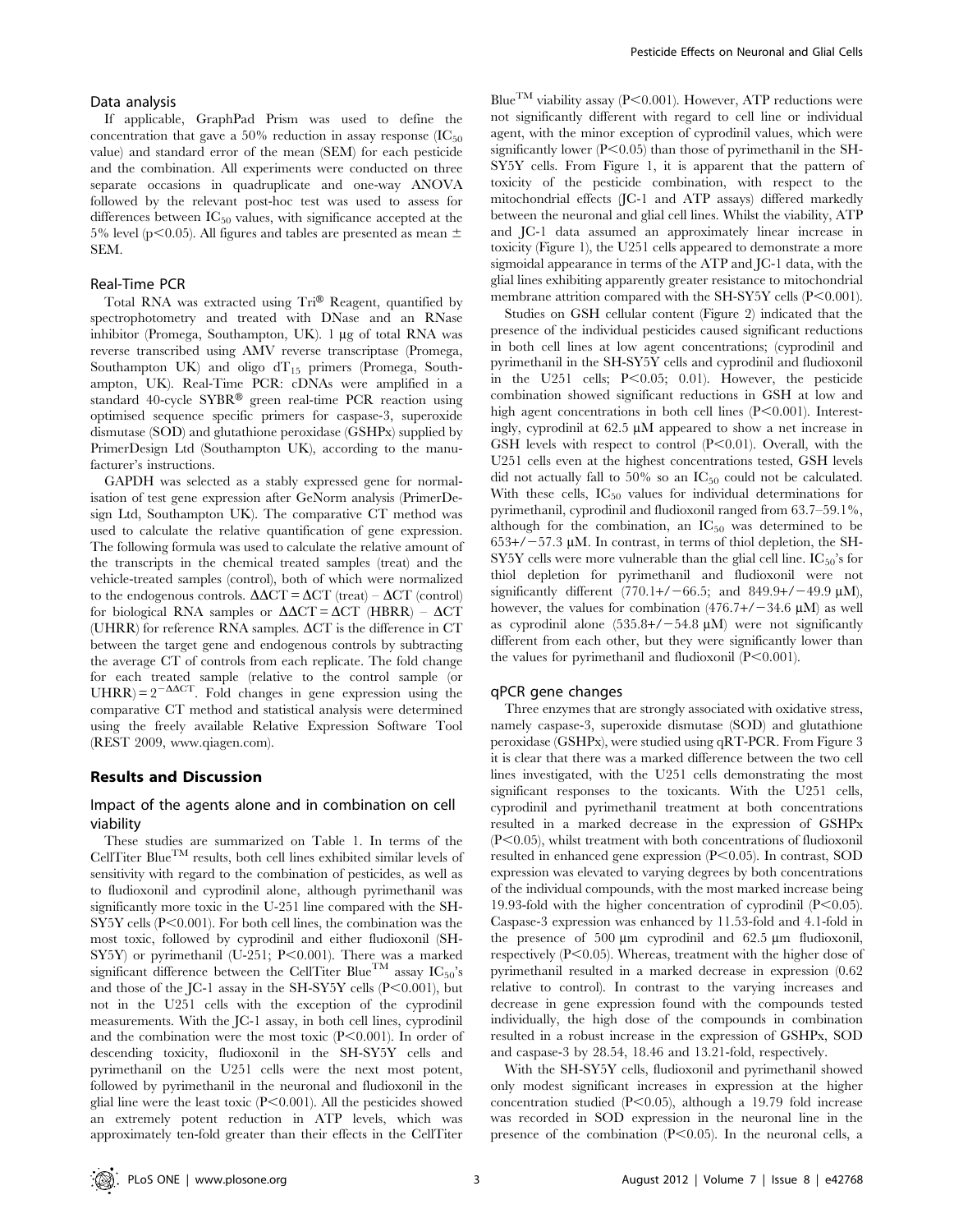### Data analysis

If applicable, GraphPad Prism was used to define the concentration that gave a 50% reduction in assay response ($IC_{50}$ value) and standard error of the mean (SEM) for each pesticide and the combination. All experiments were conducted on three separate occasions in quadruplicate and one-way ANOVA followed by the relevant post-hoc test was used to assess for differences between $IC_{50}$ values, with significance accepted at the 5% level ($p<0.05$). All figures and tables are presented as mean ± SEM.

### Real-Time PCR

Total RNA was extracted using Tri® Reagent, quantified by spectrophotometry and treated with DNase and an RNase inhibitor (Promega, Southampton, UK). 1 µg of total RNA was reverse transcribed using AMV reverse transcriptase (Promega, Southampton UK) and oligo $dT_{15}$ primers (Promega, Southampton, UK). Real-Time PCR: cDNAs were amplified in a standard 40-cycle SYBR® green real-time PCR reaction using optimised sequence specific primers for caspase-3, superoxide dismutase (SOD) and glutathione peroxidase (GSHPx) supplied by PrimerDesign Ltd (Southampton UK), according to the manufacturer's instructions.

GAPDH was selected as a stably expressed gene for normalisation of test gene expression after GeNorm analysis (PrimerDesign Ltd, Southampton UK). The comparative CT method was used to calculate the relative quantification of gene expression. The following formula was used to calculate the relative amount of the transcripts in the chemical treated samples (treat) and the vehicle-treated samples (control), both of which were normalized to the endogenous controls. $\Delta\Delta CT = \Delta CT\ (treat) - \Delta CT\ (control)$ for biological RNA samples or $\Delta\Delta CT = \Delta CT\ (HBRR) - \Delta CT\ (UHRR)$ for reference RNA samples. $\Delta CT$ is the difference in CT between the target gene and endogenous controls by subtracting the average CT of controls from each replicate. The fold change for each treated sample (relative to the control sample (or UHRR) $= 2^{-\Delta\Delta CT}$. Fold changes in gene expression using the comparative CT method and statistical analysis were determined using the freely available Relative Expression Software Tool (REST 2009, www.qiagen.com).

## Results and Discussion

### Impact of the agents alone and in combination on cell viability

These studies are summarized on Table 1. In terms of the CellTiter Blue™ results, both cell lines exhibited similar levels of sensitivity with regard to the combination of pesticides, as well as to fludioxonil and cyprodinil alone, although pyrimethanil was significantly more toxic in the U-251 line compared with the SH-SY5Y cells ($P<0.001$). For both cell lines, the combination was the most toxic, followed by cyprodinil and either fludioxonil (SH-SY5Y) or pyrimethanil (U-251; $P<0.001$). There was a marked significant difference between the CellTiter Blue™ assay $IC_{50}$'s and those of the JC-1 assay in the SH-SY5Y cells ($P<0.001$), but not in the U251 cells with the exception of the cyprodinil measurements. With the JC-1 assay, in both cell lines, cyprodinil and the combination were the most toxic ($P<0.001$). In order of descending toxicity, fludioxonil in the SH-SY5Y cells and pyrimethanil on the U251 cells were the next most potent, followed by pyrimethanil in the neuronal and fludioxonil in the glial line were the least toxic ($P<0.001$). All the pesticides showed an extremely potent reduction in ATP levels, which was approximately ten-fold greater than their effects in the CellTiter Blue™ viability assay ($P<0.001$). However, ATP reductions were not significantly different with regard to cell line or individual agent, with the minor exception of cyprodinil values, which were significantly lower ($P<0.05$) than those of pyrimethanil in the SH-SY5Y cells. From Figure 1, it is apparent that the pattern of toxicity of the pesticide combination, with respect to the mitochondrial effects (JC-1 and ATP assays) differed markedly between the neuronal and glial cell lines. Whilst the viability, ATP and JC-1 data assumed an approximately linear increase in toxicity (Figure 1), the U251 cells appeared to demonstrate a more sigmoidal appearance in terms of the ATP and JC-1 data, with the glial lines exhibiting apparently greater resistance to mitochondrial membrane attrition compared with the SH-SY5Y cells ($P<0.001$).

Studies on GSH cellular content (Figure 2) indicated that the presence of the individual pesticides caused significant reductions in both cell lines at low agent concentrations; (cyprodinil and pyrimethanil in the SH-SY5Y cells and cyprodinil and fludioxonil in the U251 cells; $P<0.05$; 0.01). However, the pesticide combination showed significant reductions in GSH at low and high agent concentrations in both cell lines ($P<0.001$). Interestingly, cyprodinil at 62.5 µM appeared to show a net increase in GSH levels with respect to control ($P<0.01$). Overall, with the U251 cells even at the highest concentrations tested, GSH levels did not actually fall to 50% so an $IC_{50}$ could not be calculated. With these cells, $IC_{50}$ values for individual determinations for pyrimethanil, cyprodinil and fludioxonil ranged from 63.7–59.1%, although for the combination, an $IC_{50}$ was determined to be 653+/−57.3 µM. In contrast, in terms of thiol depletion, the SH-SY5Y cells were more vulnerable than the glial cell line. $IC_{50}$'s for thiol depletion for pyrimethanil and fludioxonil were not significantly different (770.1+/−66.5; and 849.9+/−49.9 µM), however, the values for combination (476.7+/−34.6 µM) as well as cyprodinil alone (535.8+/−54.8 µM) were not significantly different from each other, but they were significantly lower than the values for pyrimethanil and fludioxonil ($P<0.001$).

### qPCR gene changes

Three enzymes that are strongly associated with oxidative stress, namely caspase-3, superoxide dismutase (SOD) and glutathione peroxidase (GSHPx), were studied using qRT-PCR. From Figure 3 it is clear that there was a marked difference between the two cell lines investigated, with the U251 cells demonstrating the most significant responses to the toxicants. With the U251 cells, cyprodinil and pyrimethanil treatment at both concentrations resulted in a marked decrease in the expression of GSHPx ($P<0.05$), whilst treatment with both concentrations of fludioxonil resulted in enhanced gene expression ($P<0.05$). In contrast, SOD expression was elevated to varying degrees by both concentrations of the individual compounds, with the most marked increase being 19.93-fold with the higher concentration of cyprodinil ($P<0.05$). Caspase-3 expression was enhanced by 11.53-fold and 4.1-fold in the presence of 500 µm cyprodinil and 62.5 µm fludioxonil, respectively ($P<0.05$). Whereas, treatment with the higher dose of pyrimethanil resulted in a marked decrease in expression (0.62 relative to control). In contrast to the varying increases and decrease in gene expression found with the compounds tested individually, the high dose of the compounds in combination resulted in a robust increase in the expression of GSHPx, SOD and caspase-3 by 28.54, 18.46 and 13.21-fold, respectively.

With the SH-SY5Y cells, fludioxonil and pyrimethanil showed only modest significant increases in expression at the higher concentration studied ($P<0.05$), although a 19.79 fold increase was recorded in SOD expression in the neuronal line in the presence of the combination ($P<0.05$). In the neuronal cells, a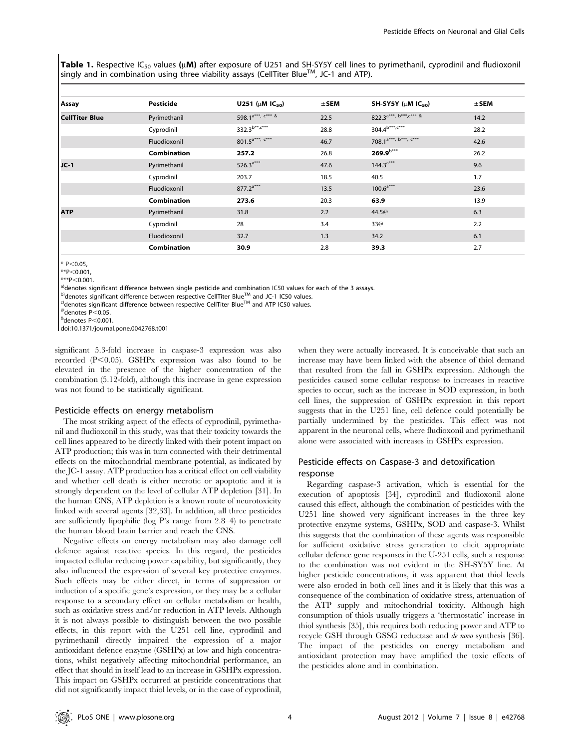**Table 1.** Respective $IC_{50}$ values (μM) after exposure of U251 and SH-SY5Y cell lines to pyrimethanil, cyprodinil and fludioxonil singly and in combination using three viability assays (CellTiter Blue™, JC-1 and ATP).

| Assay | Pesticide | U251 (μM $IC_{50}$) | ±SEM | SH-SY5Y (μM $IC_{50}$) | ±SEM |
|---|---|---|---|---|---|
| **CellTiter Blue** | Pyrimethanil | $598.1^{a***, c*** \&}$ | 22.5 | $822.3^{a***, b***, c*** \&}$ | 14.2 |
| | Cyprodinil | $332.3^{b**, c***}$ | 28.8 | $304.4^{b***, c***}$ | 28.2 |
| | Fluodioxonil | $801.5^{a***, c***}$ | 46.7 | $708.1^{a***, b***, c***}$ | 42.6 |
| | **Combination** | **257.2** | 26.8 | $\mathbf{269.9}^{b***}$ | 26.2 |
| **JC-1** | Pyrimethanil | $526.3^{a***}$ | 47.6 | $144.3^{a***}$ | 9.6 |
| | Cyprodinil | 203.7 | 18.5 | 40.5 | 1.7 |
| | Fluodioxonil | $877.2^{a***}$ | 13.5 | $100.6^{a***}$ | 23.6 |
| | **Combination** | **273.6** | 20.3 | **63.9** | 13.9 |
| **ATP** | Pyrimethanil | 31.8 | 2.2 | 44.5@ | 6.3 |
| | Cyprodinil | 28 | 3.4 | 33@ | 2.2 |
| | Fluodioxonil | 32.7 | 1.3 | 34.2 | 6.1 |
| | **Combination** | **30.9** | 2.8 | **39.3** | 2.7 |

* P<0.05,
**P<0.001,
***P<0.001.
a) denotes significant difference between single pesticide and combination IC50 values for each of the 3 assays.
b) denotes significant difference between respective CellTiter Blue™ and JC-1 IC50 values.
c) denotes significant difference between respective CellTiter Blue™ and ATP IC50 values.
@ denotes P<0.05.
& denotes P<0.001.
doi:10.1371/journal.pone.0042768.t001

significant 5.3-fold increase in caspase-3 expression was also recorded (P<0.05). GSHPx expression was also found to be elevated in the presence of the higher concentration of the combination (5.12-fold), although this increase in gene expression was not found to be statistically significant.

### Pesticide effects on energy metabolism

The most striking aspect of the effects of cyprodinil, pyrimethanil and fludioxonil in this study, was that their toxicity towards the cell lines appeared to be directly linked with their potent impact on ATP production; this was in turn connected with their detrimental effects on the mitochondrial membrane potential, as indicated by the JC-1 assay. ATP production has a critical effect on cell viability and whether cell death is either necrotic or apoptotic and it is strongly dependent on the level of cellular ATP depletion [31]. In the human CNS, ATP depletion is a known route of neurotoxicity linked with several agents [32,33]. In addition, all three pesticides are sufficiently lipophilic (log P's range from 2.8–4) to penetrate the human blood brain barrier and reach the CNS.

Negative effects on energy metabolism may also damage cell defence against reactive species. In this regard, the pesticides impacted cellular reducing power capability, but significantly, they also influenced the expression of several key protective enzymes. Such effects may be either direct, in terms of suppression or induction of a specific gene's expression, or they may be a cellular response to a secondary effect on cellular metabolism or health, such as oxidative stress and/or reduction in ATP levels. Although it is not always possible to distinguish between the two possible effects, in this report with the U251 cell line, cyprodinil and pyrimethanil directly impaired the expression of a major antioxidant defence enzyme (GSHPx) at low and high concentrations, whilst negatively affecting mitochondrial performance, an effect that should in itself lead to an increase in GSHPx expression. This impact on GSHPx occurred at pesticide concentrations that did not significantly impact thiol levels, or in the case of cyprodinil, when they were actually increased. It is conceivable that such an increase may have been linked with the absence of thiol demand that resulted from the fall in GSHPx expression. Although the pesticides caused some cellular response to increases in reactive species to occur, such as the increase in SOD expression, in both cell lines, the suppression of GSHPx expression in this report suggests that in the U251 line, cell defence could potentially be partially undermined by the pesticides. This effect was not apparent in the neuronal cells, where fludioxonil and pyrimethanil alone were associated with increases in GSHPx expression.

### Pesticide effects on Caspase-3 and detoxification response

Regarding caspase-3 activation, which is essential for the execution of apoptosis [34], cyprodinil and fludioxonil alone caused this effect, although the combination of pesticides with the U251 line showed very significant increases in the three key protective enzyme systems, GSHPx, SOD and caspase-3. Whilst this suggests that the combination of these agents was responsible for sufficient oxidative stress generation to elicit appropriate cellular defence gene responses in the U-251 cells, such a response to the combination was not evident in the SH-SY5Y line. At higher pesticide concentrations, it was apparent that thiol levels were also eroded in both cell lines and it is likely that this was a consequence of the combination of oxidative stress, attenuation of the ATP supply and mitochondrial toxicity. Although high consumption of thiols usually triggers a 'thermostatic' increase in thiol synthesis [35], this requires both reducing power and ATP to recycle GSH through GSSG reductase and *de novo* synthesis [36]. The impact of the pesticides on energy metabolism and antioxidant protection may have amplified the toxic effects of the pesticides alone and in combination.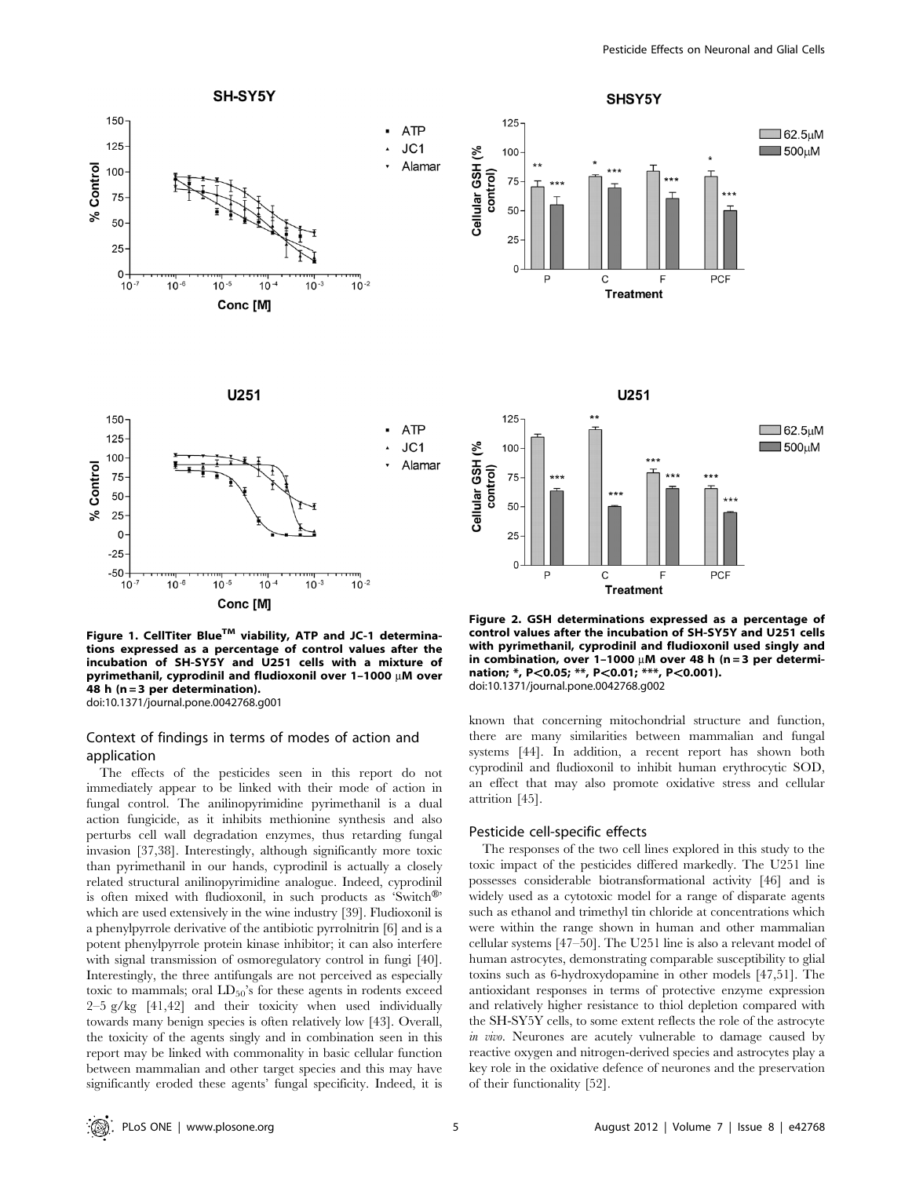**Figure 1. CellTiter Blue™ viability, ATP and JC-1 determinations expressed as a percentage of control values after the incubation of SH-SY5Y and U251 cells with a mixture of pyrimethanil, cyprodinil and fludioxonil over 1–1000 μM over 48 h (n = 3 per determination).**
doi:10.1371/journal.pone.0042768.g001

**Figure 2. GSH determinations expressed as a percentage of control values after the incubation of SH-SY5Y and U251 cells with pyrimethanil, cyprodinil and fludioxonil used singly and in combination, over 1–1000 μM over 48 h (n = 3 per determination; *, P<0.05; **, P<0.01; ***, P<0.001).**
doi:10.1371/journal.pone.0042768.g002

### Context of findings in terms of modes of action and application

The effects of the pesticides seen in this report do not immediately appear to be linked with their mode of action in fungal control. The anilinopyrimidine pyrimethanil is a dual action fungicide, as it inhibits methionine synthesis and also perturbs cell wall degradation enzymes, thus retarding fungal invasion [37,38]. Interestingly, although significantly more toxic than pyrimethanil in our hands, cyprodinil is actually a closely related structural anilinopyrimidine analogue. Indeed, cyprodinil is often mixed with fludioxonil, in such products as 'Switch®' which are used extensively in the wine industry [39]. Fludioxonil is a phenylpyrrole derivative of the antibiotic pyrrolnitrin [6] and is a potent phenylpyrrole protein kinase inhibitor; it can also interfere with signal transmission of osmoregulatory control in fungi [40]. Interestingly, the three antifungals are not perceived as especially toxic to mammals; oral $LD_{50}$'s for these agents in rodents exceed 2–5 g/kg [41,42] and their toxicity when used individually towards many benign species is often relatively low [43]. Overall, the toxicity of the agents singly and in combination seen in this report may be linked with commonality in basic cellular function between mammalian and other target species and this may have significantly eroded these agents' fungal specificity. Indeed, it is known that concerning mitochondrial structure and function, there are many similarities between mammalian and fungal systems [44]. In addition, a recent report has shown both cyprodinil and fludioxonil to inhibit human erythrocytic SOD, an effect that may also promote oxidative stress and cellular attrition [45].

### Pesticide cell-specific effects

The responses of the two cell lines explored in this study to the toxic impact of the pesticides differed markedly. The U251 line possesses considerable biotransformational activity [46] and is widely used as a cytotoxic model for a range of disparate agents such as ethanol and trimethyl tin chloride at concentrations which were within the range shown in human and other mammalian cellular systems [47–50]. The U251 line is also a relevant model of human astrocytes, demonstrating comparable susceptibility to glial toxins such as 6-hydroxydopamine in other models [47,51]. The antioxidant responses in terms of protective enzyme expression and relatively higher resistance to thiol depletion compared with the SH-SY5Y cells, to some extent reflects the role of the astrocyte *in vivo*. Neurones are acutely vulnerable to damage caused by reactive oxygen and nitrogen-derived species and astrocytes play a key role in the oxidative defence of neurones and the preservation of their functionality [52].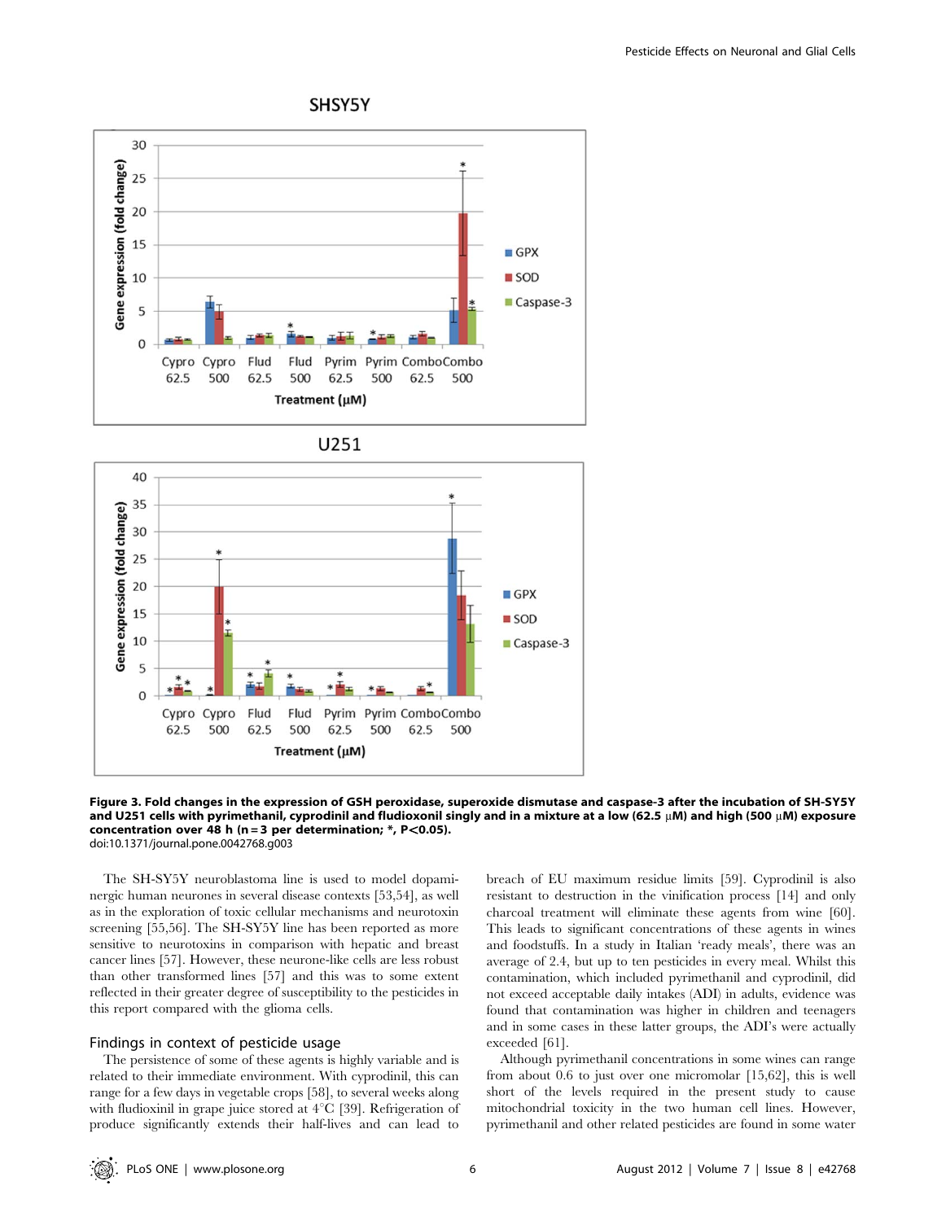**Figure 3. Fold changes in the expression of GSH peroxidase, superoxide dismutase and caspase-3 after the incubation of SH-SY5Y and U251 cells with pyrimethanil, cyprodinil and fludioxonil singly and in a mixture at a low (62.5 μM) and high (500 μM) exposure concentration over 48 h (n = 3 per determination; *, P<0.05).**
doi:10.1371/journal.pone.0042768.g003

The SH-SY5Y neuroblastoma line is used to model dopaminergic human neurones in several disease contexts [53,54], as well as in the exploration of toxic cellular mechanisms and neurotoxin screening [55,56]. The SH-SY5Y line has been reported as more sensitive to neurotoxins in comparison with hepatic and breast cancer lines [57]. However, these neurone-like cells are less robust than other transformed lines [57] and this was to some extent reflected in their greater degree of susceptibility to the pesticides in this report compared with the glioma cells.

## Findings in context of pesticide usage

The persistence of some of these agents is highly variable and is related to their immediate environment. With cyprodinil, this can range for a few days in vegetable crops [58], to several weeks along with fludioxinil in grape juice stored at 4°C [39]. Refrigeration of produce significantly extends their half-lives and can lead to breach of EU maximum residue limits [59]. Cyprodinil is also resistant to destruction in the vinification process [14] and only charcoal treatment will eliminate these agents from wine [60]. This leads to significant concentrations of these agents in wines and foodstuffs. In a study in Italian 'ready meals', there was an average of 2.4, but up to ten pesticides in every meal. Whilst this contamination, which included pyrimethanil and cyprodinil, did not exceed acceptable daily intakes (ADI) in adults, evidence was found that contamination was higher in children and teenagers and in some cases in these latter groups, the ADI's were actually exceeded [61].

Although pyrimethanil concentrations in some wines can range from about 0.6 to just over one micromolar [15,62], this is well short of the levels required in the present study to cause mitochondrial toxicity in the two human cell lines. However, pyrimethanil and other related pesticides are found in some water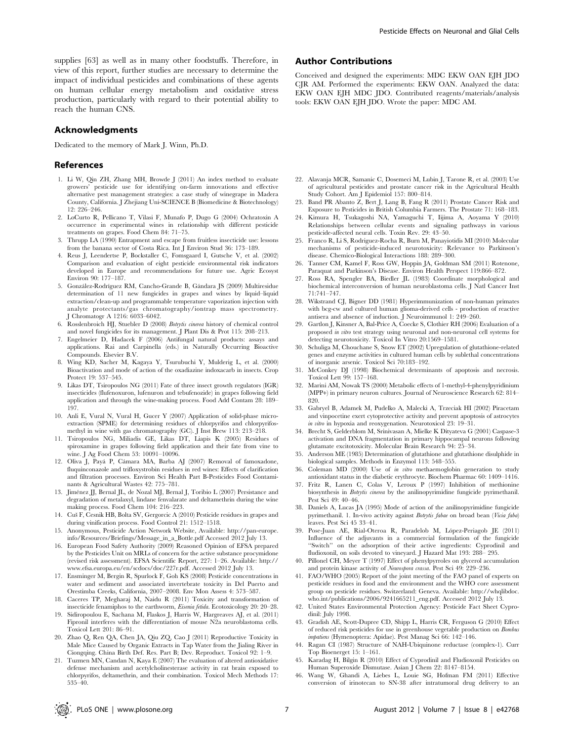supplies [63] as well as in many other foodstuffs. Therefore, in view of this report, further studies are necessary to determine the impact of individual pesticides and combinations of these agents on human cellular energy metabolism and oxidative stress production, particularly with regard to their potential ability to reach the human CNS.

## Acknowledgments

Dedicated to the memory of Mark J. Winn, Ph.D.

## Author Contributions

Conceived and designed the experiments: MDC EKW OAN EJH JDO CJR AM. Performed the experiments: EKW OAN. Analyzed the data: EKW OAN EJH MDC JDO. Contributed reagents/materials/analysis tools: EKW OAN EJH JDO. Wrote the paper: MDC AM.

## References

1. Li W, Qin ZH, Zhang MH, Browde J (2011) An index method to evaluate growers' pesticide use for identifying on-farm innovations and effective alternative pest management strategies: a case study of winegrape in Madera County, California. J Zhejiang Uni-SCIENCE B (Biomedicine & Biotechnology) 12: 226–246.
2. LoCurto R, Pellicano T, Vilasi F, Munafo P, Dugo G (2004) Ochratoxin A occurrence in experimental wines in relationship with different pesticide treatments on grapes. Food Chem 84: 71–75.
3. Thrupp LA (1990) Entrapment and escape from fruitless insecticide use: lessons from the banana sector of Costa Rica. Int J Environ Stud 36: 173–189.
4. Reus J, Leendertse P, Bockstaller C, Fomsgaard I, Gutsche V, et al. (2002) Comparison and evaluation of eight pesticide environmental risk indicators developed in Europe and recommendations for future use. Agric Ecosyst Environ 90: 177–187.
5. González-Rodríguez RM, Cancho-Grande B, Gándara JS (2009) Multiresidue determination of 11 new fungicides in grapes and wines by liquid–liquid extraction/clean-up and programmable temperature vaporization injection with analyte protectants/gas chromatography/iontrap mass spectrometry. J Chromatogr A 1216: 6033–6042.
6. Rosslenbroich HJ, Stuebler D (2008) *Botrytis cinerea* history of chemical control and novel fungicides for its management. J Plant Dis & Prot 115: 208–213.
7. Engelmeier D, Hadacek F (2006) Antifungal natural products: assays and applications. Rai and Carpinella (eds.) in Naturally Occurring Bioactive Compounds. Elsevier B.V.
8. Wing KD, Sacher M, Kagaya Y, Tsurubuchi Y, Mulderig L, et al. (2000) Bioactivation and mode of action of the oxadiazine indoxacarb in insects. Crop Protect 19: 537–545.
9. Likas DT, Tsiropoulos NG (2011) Fate of three insect growth regulators (IGR) insecticides (flufenoxuron, lufenuron and tebufenozide) in grapes following field application and through the wine-making process. Food Add Contam 28: 189–197.
10. Anli E, Vural N, Vural H, Gucer Y (2007) Application of solid-phase microextraction (SPME) for determining residues of chlorpyrifos and chlorpyrifos-methyl in wine with gas chromatography (GC). J Inst Brew 113: 213–218.
11. Tsiropoulos NG, Miliadis GE, Likas DT, Liapis K (2005) Residues of spiroxamine in grapes following field application and their fate from vine to wine. J Ag Food Chem 53: 10091–10096.
12. Oliva J, Payá P, Cámara MA, Barba AJ (2007) Removal of famoxadone, fluquinconazole and trifloxystrobin residues in red wines: Effects of clarification and filtration processes. Environ Sci Health Part B-Pesticides Food Contaminants & Agricultural Wastes 42: 775–781.
13. Jiménez JJ, Bernal JL, de Nozal MJ, Bernal J, Toribio L (2007) Persistance and degradation of metalaxyl, lindane fenvalarate and deltamethrin during the wine making process. Food Chem 104: 216–223.
14. Cuš F, Cesnik HB, Bolta SV, Gergorcic A (2010) Pesticide residues in grapes and during vinification process. Food Control 21: 1512–1518.
15. Anonymous, Pesticide Action Network Website, Available: http://pan-europe.info/Resources/Briefings/Message_in_a_Bottle.pdf Accessed 2012 July 13.
16. European Food Safety Authority (2009) Reasoned Opinion of EFSA prepared by the Pesticides Unit on MRLs of concern for the active substance procymidone (revised risk assessment). EFSA Scientific Report, 227: 1–26. Available: http://www.efsa.europa.eu/en/scdocs/doc/227r.pdf. Accessed 2012 July 13.
17. Ensminger M, Bergin R, Spurlock F, Goh KS (2008) Pesticide concentrations in water and sediment and associated invertebrate toxicity in Del Puerto and Orestimba Creeks, California, 2007–2008. Env Mon Assess 4: 573–587.
18. Caceres TP, Megharaj M, Naidu R (2011) Toxicity and transformation of insecticide fenamiphos to the earthworm, *Eisenia fetida*. Ecotoxicology 20: 20–28.
19. Sidiropoulou E, Sachana M, Flaskos J, Harris W, Hargreaves AJ, et al. (2011) Fipronil interferes with the differentiation of mouse N2a neuroblastoma cells. Toxicol Lett 201: 86–91.
20. Zhao Q, Ren QA, Chen JA, Qiu ZQ, Cao J (2011) Reproductive Toxicity in Male Mice Caused by Organic Extracts in Tap Water from the Jialing River in Ciongqing. China Birth Def. Res. Part B; Dev. Reproduct. Toxicol 92: 1–9.
21. Tuzmen MN, Candan N, Kaya E (2007) The evaluation of altered antioxidative defense mechanism and acetylcholinesterase activity in rat brain exposed to chlorpyrifos, deltamethrin, and their combination. Toxicol Mech Methods 17: 535–40.
22. Alavanja MCR, Samanic C, Dosemeci M, Lubin J, Tarone R, et al. (2003) Use of agricultural pesticides and prostate cancer risk in the Agricultural Health Study Cohort. Am J Epidemiol 157: 800–814.
23. Band PR Abanto Z, Bert J, Lang B, Fang R (2011) Prostate Cancer Risk and Exposure to Pesticides in British Columbia Farmers. The Prostate 71: 168–183.
24. Kimura H, Tsukagoshi NA, Yamaguchi T, Iijima A, Aoyama Y (2010) Relationships between cellular events and signaling pathways in various pesticide-affected neural cells. Toxin Rev. 29: 43–50.
25. Franco R, Li S, Rodriguez-Rocha H, Burn M, Panayiotidis MI (2010) Molecular mechanisms of pesticide-induced neurotoxicity: Relevance to Parkinson's disease. Chemico-Biological Interactions 188: 289–300.
26. Tanner CM, Kamel F, Ross GW, Hoppin JA, Goldman SM (2011) Rotenone, Paraquat and Parkinson's Disease. Environ Health Perspect 119:866–872.
27. Ross RA, Spengler BA, Biedler JL (1983) Coordinate morphological and biochemical interconversion of human neuroblastoma cells. J Natl Cancer Inst 71:741–747.
28. Wikstrand CJ, Bigner DD (1981) Hyperimmunization of non-human primates with bcg-cw and cultured human glioma-derived cells - production of reactive antisera and absence of induction. J Neuroimmunol 1: 249–260.
29. Gartlon J, Kinsner A, Bal-Price A, Coecke S, Clothier RH (2006) Evaluation of a proposed *in vitro* test strategy using neuronal and non-neuronal cell systems for detecting neurotoxicity. Toxicol In Vitro 20:1569–1581.
30. Schuliga M, Chouchane S, Snow ET (2002) Upregulation of glutathione-related genes and enzyme activities in cultured human cells by sublethal concentrations of inorganic arsenic. Toxicol Sci 70:183–192.
31. McConkey DJ (1998) Biochemical determinants of apoptosis and necrosis. Toxicol Lett 99: 157–168.
32. Marini AM, Nowak TS (2000) Metabolic effects of 1-methyl-4-phenylpyridinium (MPP+) in primary neuron cultures. Journal of Neuroscience Research 62: 814–820.
33. Gabryel B, Adamek M, Pudelko A, Malecki A, Trzeciak HI (2002) Piracetam and vinpocetine exert cytoprotective activity and prevent apoptosis of astrocytes *in vitro* in hypoxia and reoxygenation. Neurotoxicol 23: 19–31.
34. Brecht S, Gelderblom M, Srinivasan A, Mielke K Dityateva G (2001) Caspase-3 activation and DNA fragmentation in primary hippocampal neurons following glutamate excitotoxicity. Molecular Brain Research 94: 25–34.
35. Anderson ME (1985) Determination of glutathione and glutathione disulphide in biological samples. Methods in Enzymol 113: 548–555.
36. Coleman MD (2000) Use of *in vitro* methaemoglobin generation to study antioxidant status in the diabetic erythrocyte. Biochem Pharmac 60: 1409–1416.
37. Fritz R, Lanen C, Colas V, Leroux P (1997) Inhibition of methionine biosynthesis in *Botrytis cinerea* by the anilinopyrimidine fungicide pyrimethanil. Pest Sci 49: 40–46.
38. Daniels A, Lucas JA (1995) Mode of action of the anilinopyrimidine fungicide pyrimethanil. 1. In-vivo activity against *Botrytis fabae* on broad bean (*Vicia faba*) leaves. Pest Sci 45 33–41.
39. Pose-Juan AE, Rial-Oteroa R, Paradelob M, López-Periagob JE (2011) Influence of the adjuvants in a commercial formulation of the fungicide "Switch" on the adsorption of their active ingredients: Cyprodinil and fludioxonil, on soils devoted to vineyard. J Hazard Mat 193: 288– 295.
40. Pillonel CH, Meyer T (1997) Effect of phenylpyrroles on glycerol accumulation and protein kinase activity of *Neurospora crassa*. Pest Sci 49: 229–236.
41. FAO/WHO (2005) Report of the joint meeting of the FAO panel of experts on pesticide residues in food and the environment and the WHO core assessment group on pesticide residues. Switzerland: Geneva. Available: http://whqlibdoc.who.int/publications/2006/9241665211_eng.pdf. Accessed 2012 July 13.
42. United States Environmental Protection Agency: Pesticide Fact Sheet Cyprodinil: July 1998.
43. Gradish AE, Scott-Dupree CD, Shipp L, Harris CR, Ferguson G (2010) Effect of reduced risk pesticides for use in greenhouse vegetable production on *Bombus impatiens* (Hymenoptera: Apidae). Pest Manag Sci 66: 142–146.
44. Ragan CI (1987) Structure of NAH-Ubiquinone reductase (complex-1). Curr Top Bioenerget 15: 1–161.
45. Karadag H, Bilgin R (2010) Effect of Cyprodinil and Fludioxonil Pesticides on Human Superoxide Dismutase. Asian J Chem 22: 8147–8154.
46. Wang W, Ghandi A, Liebes L, Louie SG, Hofman FM (2011) Effective conversion of irinotecan to SN-38 after intratumoral drug delivery to an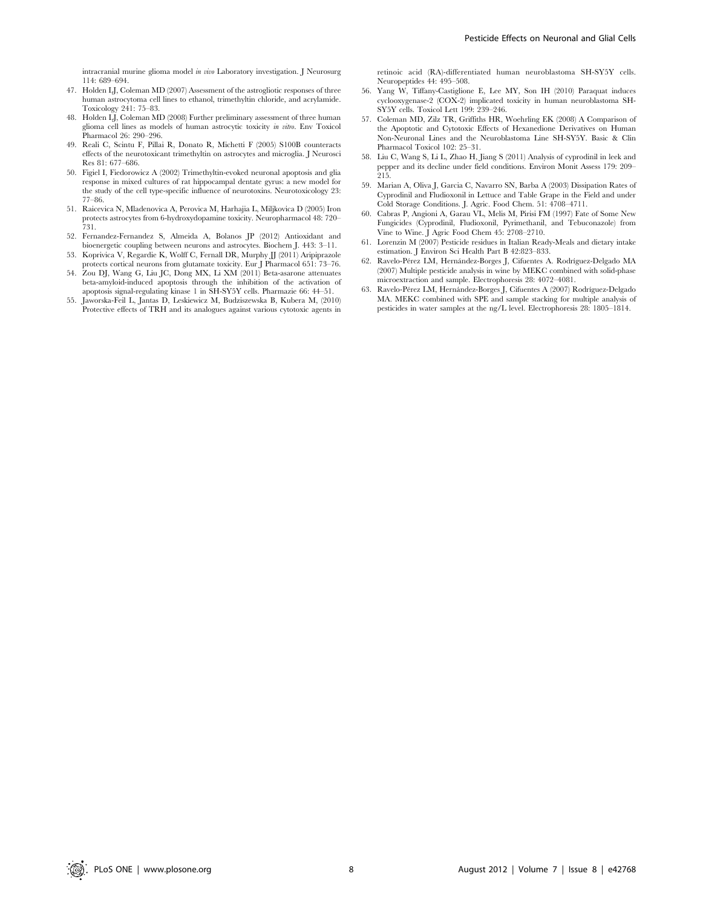intracranial murine glioma model *in vivo* Laboratory investigation. J Neurosurg 114: 689–694.

47. Holden LJ, Coleman MD (2007) Assessment of the astrogliotic responses of three human astrocytoma cell lines to ethanol, trimethyltin chloride, and acrylamide. Toxicology 241: 75–83.
48. Holden LJ, Coleman MD (2008) Further preliminary assessment of three human glioma cell lines as models of human astrocytic toxicity *in vitro*. Env Toxicol Pharmacol 26: 290–296.
49. Reali C, Scintu F, Pillai R, Donato R, Michetti F (2005) S100B counteracts effects of the neurotoxicant trimethyltin on astrocytes and microglia. J Neurosci Res 81: 677–686.
50. Figiel I, Fiedorowicz A (2002) Trimethyltin-evoked neuronal apoptosis and glia response in mixed cultures of rat hippocampal dentate gyrus: a new model for the study of the cell type-specific influence of neurotoxins. Neurotoxicology 23: 77–86.
51. Raicevica N, Mladenovica A, Perovica M, Harhajia L, Miljkovica D (2005) Iron protects astrocytes from 6-hydroxydopamine toxicity. Neuropharmacol 48: 720–731.
52. Fernandez-Fernandez S, Almeida A, Bolanos JP (2012) Antioxidant and bioenergetic coupling between neurons and astrocytes. Biochem J. 443: 3–11.
53. Koprivica V, Regardie K, Wolff C, Fernall DR, Murphy JJ (2011) Aripiprazole protects cortical neurons from glutamate toxicity. Eur J Pharmacol 651: 73–76.
54. Zou DJ, Wang G, Liu JC, Dong MX, Li XM (2011) Beta-asarone attenuates beta-amyloid-induced apoptosis through the inhibition of the activation of apoptosis signal-regulating kinase 1 in SH-SY5Y cells. Pharmazie 66: 44–51.
55. Jaworska-Feil L, Jantas D, Leskiewicz M, Budziszewska B, Kubera M, (2010) Protective effects of TRH and its analogues against various cytotoxic agents in retinoic acid (RA)-differentiated human neuroblastoma SH-SY5Y cells. Neuropeptides 44: 495–508.
56. Yang W, Tiffany-Castiglione E, Lee MY, Son IH (2010) Paraquat induces cyclooxygenase-2 (COX-2) implicated toxicity in human neuroblastoma SH-SY5Y cells. Toxicol Lett 199: 239–246.
57. Coleman MD, Zilz TR, Griffiths HR, Woehrling EK (2008) A Comparison of the Apoptotic and Cytotoxic Effects of Hexanedione Derivatives on Human Non-Neuronal Lines and the Neuroblastoma Line SH-SY5Y. Basic & Clin Pharmacol Toxicol 102: 25–31.
58. Liu C, Wang S, Li L, Zhao H, Jiang S (2011) Analysis of cyprodinil in leek and pepper and its decline under field conditions. Environ Monit Assess 179: 209–215.
59. Marian A, Oliva J, Garcia C, Navarro SN, Barba A (2003) Dissipation Rates of Cyprodinil and Fludioxonil in Lettuce and Table Grape in the Field and under Cold Storage Conditions. J. Agric. Food Chem. 51: 4708–4711.
60. Cabras P, Angioni A, Garau VL, Melis M, Pirisi FM (1997) Fate of Some New Fungicides (Cyprodinil, Fludioxonil, Pyrimethanil, and Tebuconazole) from Vine to Wine. J Agric Food Chem 45: 2708–2710.
61. Lorenzin M (2007) Pesticide residues in Italian Ready-Meals and dietary intake estimation. J Environ Sci Health Part B 42:823–833.
62. Ravelo-Pérez LM, Hernández-Borges J, Cifuentes A. Rodríguez-Delgado MA (2007) Multiple pesticide analysis in wine by MEKC combined with solid-phase microextraction and sample. Electrophoresis 28: 4072–4081.
63. Ravelo-Pérez LM, Hernández-Borges J, Cifuentes A (2007) Rodríguez-Delgado MA. MEKC combined with SPE and sample stacking for multiple analysis of pesticides in water samples at the ng/L level. Electrophoresis 28: 1805–1814.